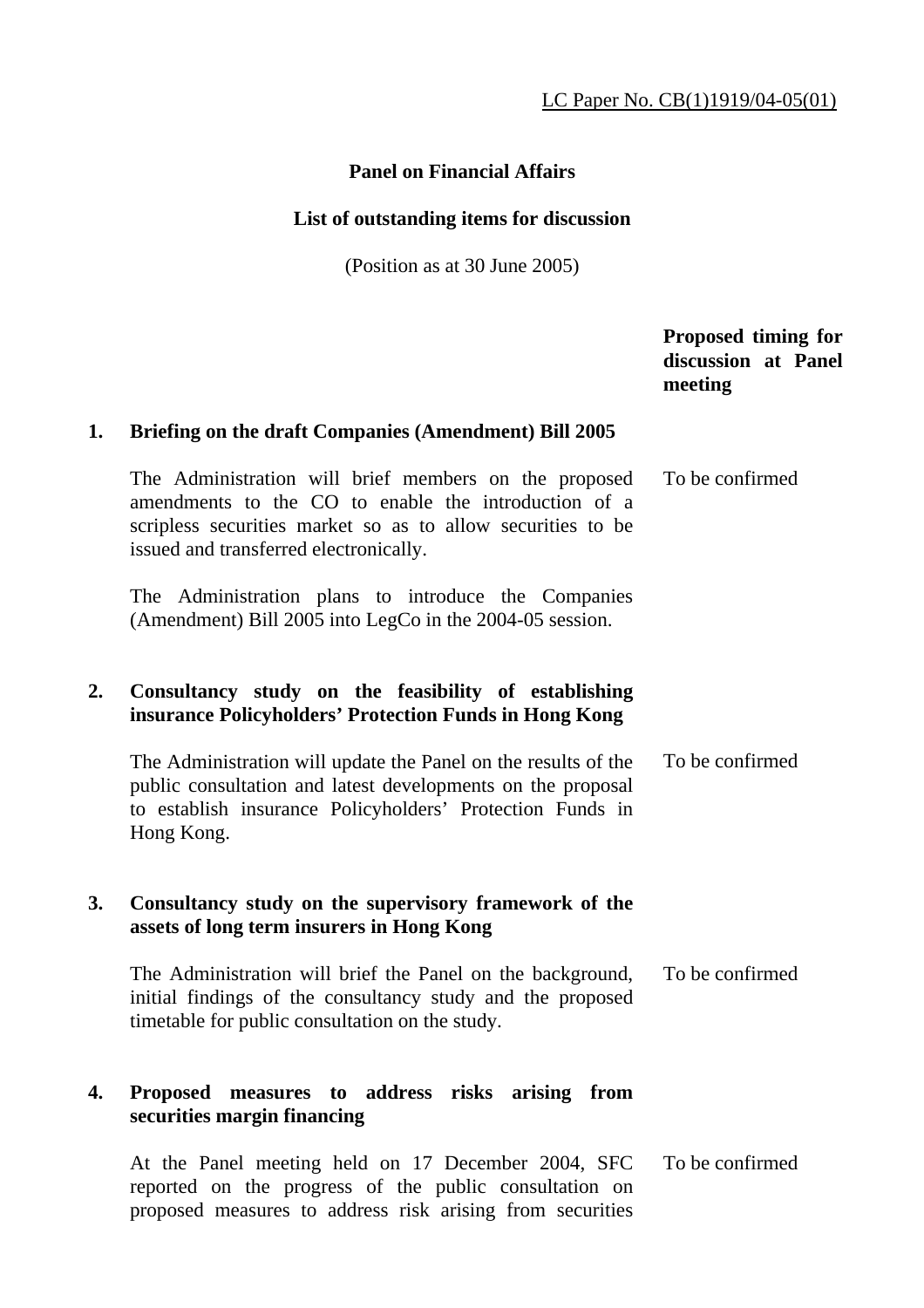LC Paper No. CB(1)1919/04-05(01)

**Panel on Financial Affairs**

**List of outstanding items for discussion**

(Position as at 30 June 2005)

| | | Proposed timing for discussion at Panel meeting |
|---|---|---|
| **1.** | **Briefing on the draft Companies (Amendment) Bill 2005** | |
| | The Administration will brief members on the proposed amendments to the CO to enable the introduction of a scripless securities market so as to allow securities to be issued and transferred electronically.<br><br>The Administration plans to introduce the Companies (Amendment) Bill 2005 into LegCo in the 2004-05 session. | To be confirmed |
| **2.** | **Consultancy study on the feasibility of establishing insurance Policyholders' Protection Funds in Hong Kong** | |
| | The Administration will update the Panel on the results of the public consultation and latest developments on the proposal to establish insurance Policyholders' Protection Funds in Hong Kong. | To be confirmed |
| **3.** | **Consultancy study on the supervisory framework of the assets of long term insurers in Hong Kong** | |
| | The Administration will brief the Panel on the background, initial findings of the consultancy study and the proposed timetable for public consultation on the study. | To be confirmed |
| **4.** | **Proposed measures to address risks arising from securities margin financing** | |
| | At the Panel meeting held on 17 December 2004, SFC reported on the progress of the public consultation on proposed measures to address risk arising from securities | To be confirmed |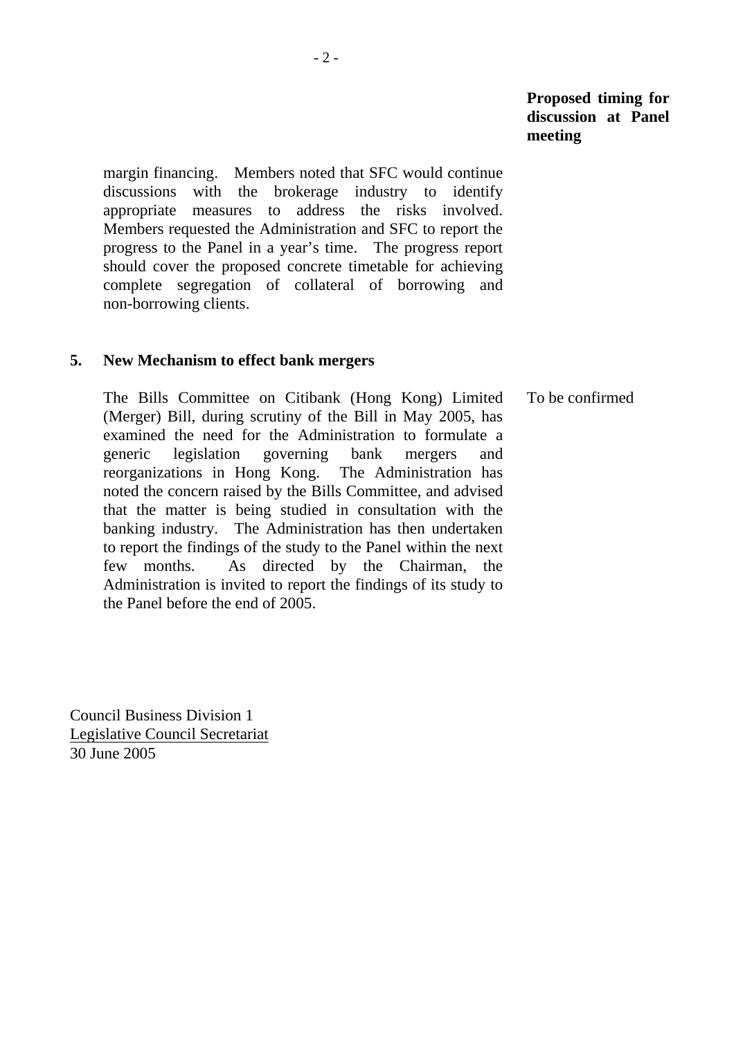**Proposed timing for discussion at Panel meeting**

margin financing. Members noted that SFC would continue discussions with the brokerage industry to identify appropriate measures to address the risks involved. Members requested the Administration and SFC to report the progress to the Panel in a year's time. The progress report should cover the proposed concrete timetable for achieving complete segregation of collateral of borrowing and non-borrowing clients.

**5. New Mechanism to effect bank mergers**

The Bills Committee on Citibank (Hong Kong) Limited (Merger) Bill, during scrutiny of the Bill in May 2005, has examined the need for the Administration to formulate a generic legislation governing bank mergers and reorganizations in Hong Kong. The Administration has noted the concern raised by the Bills Committee, and advised that the matter is being studied in consultation with the banking industry. The Administration has then undertaken to report the findings of the study to the Panel within the next few months. As directed by the Chairman, the Administration is invited to report the findings of its study to the Panel before the end of 2005.

To be confirmed

Council Business Division 1
Legislative Council Secretariat
30 June 2005